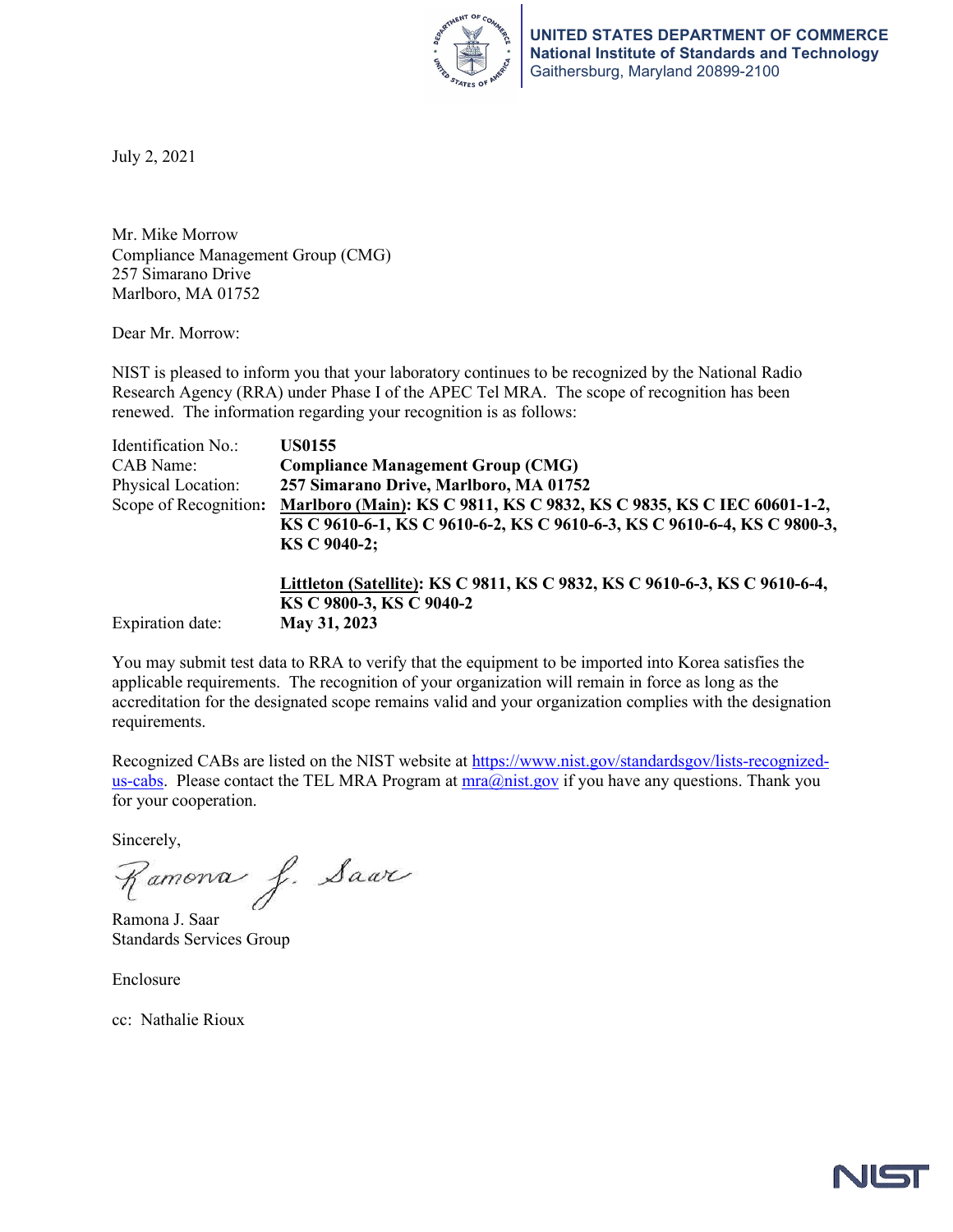**UNITED STATES DEPARTMENT OF COMMERCE**
**National Institute of Standards and Technology**
Gaithersburg, Maryland 20899-2100

July 2, 2021

Mr. Mike Morrow
Compliance Management Group (CMG)
257 Simarano Drive
Marlboro, MA 01752

Dear Mr. Morrow:

NIST is pleased to inform you that your laboratory continues to be recognized by the National Radio Research Agency (RRA) under Phase I of the APEC Tel MRA. The scope of recognition has been renewed. The information regarding your recognition is as follows:

| | |
|---|---|
| Identification No.: | **US0155** |
| CAB Name: | **Compliance Management Group (CMG)** |
| Physical Location: | **257 Simarano Drive, Marlboro, MA 01752** |
| Scope of Recognition: | **Marlboro (Main): KS C 9811, KS C 9832, KS C 9835, KS C IEC 60601-1-2, KS C 9610-6-1, KS C 9610-6-2, KS C 9610-6-3, KS C 9610-6-4, KS C 9800-3, KS C 9040-2;** <br><br> **Littleton (Satellite): KS C 9811, KS C 9832, KS C 9610-6-3, KS C 9610-6-4, KS C 9800-3, KS C 9040-2** |
| Expiration date: | **May 31, 2023** |

You may submit test data to RRA to verify that the equipment to be imported into Korea satisfies the applicable requirements. The recognition of your organization will remain in force as long as the accreditation for the designated scope remains valid and your organization complies with the designation requirements.

Recognized CABs are listed on the NIST website at https://www.nist.gov/standardsgov/lists-recognized-us-cabs. Please contact the TEL MRA Program at mra@nist.gov if you have any questions. Thank you for your cooperation.

Sincerely,

Ramona J. Saar
Standards Services Group

Enclosure

cc: Nathalie Rioux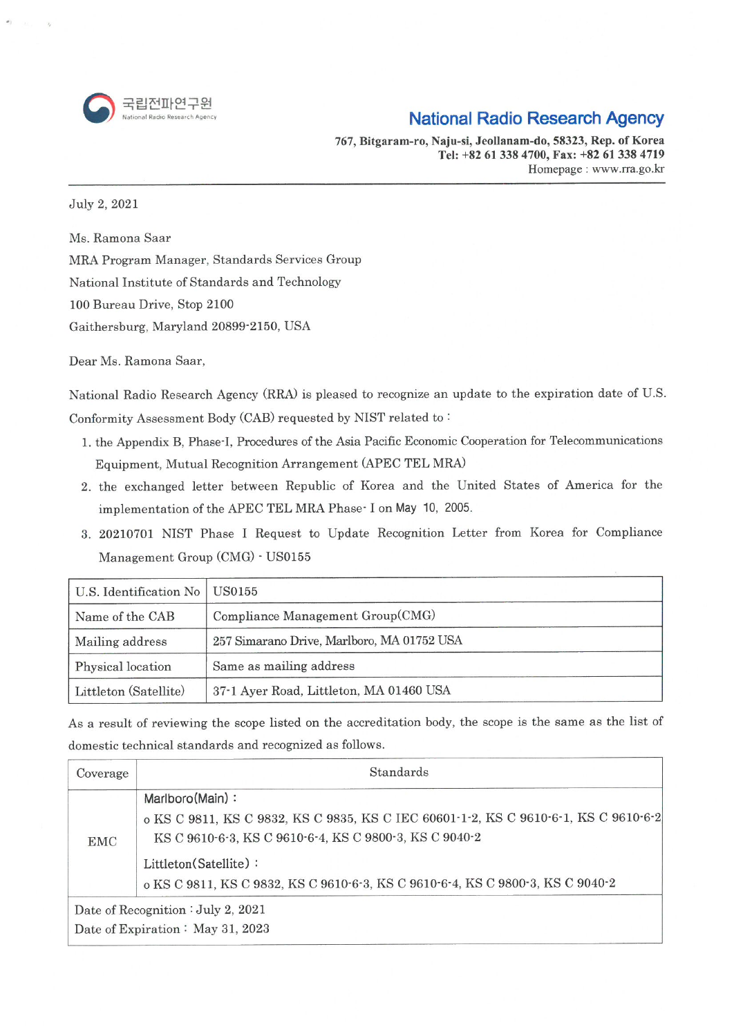국립전파연구원
National Radio Research Agency

**National Radio Research Agency**

**767, Bitgaram-ro, Naju-si, Jeollanam-do, 58323, Rep. of Korea**
**Tel: +82 61 338 4700, Fax: +82 61 338 4719**
Homepage : www.rra.go.kr

July 2, 2021

Ms. Ramona Saar
MRA Program Manager, Standards Services Group
National Institute of Standards and Technology
100 Bureau Drive, Stop 2100
Gaithersburg, Maryland 20899-2150, USA

Dear Ms. Ramona Saar,

National Radio Research Agency (RRA) is pleased to recognize an update to the expiration date of U.S. Conformity Assessment Body (CAB) requested by NIST related to :

1. the Appendix B, Phase-I, Procedures of the Asia Pacific Economic Cooperation for Telecommunications Equipment, Mutual Recognition Arrangement (APEC TEL MRA)
2. the exchanged letter between Republic of Korea and the United States of America for the implementation of the APEC TEL MRA Phase- I on May 10, 2005.
3. 20210701 NIST Phase I Request to Update Recognition Letter from Korea for Compliance Management Group (CMG) - US0155

| U.S. Identification No | US0155 |
|---|---|
| Name of the CAB | Compliance Management Group(CMG) |
| Mailing address | 257 Simarano Drive, Marlboro, MA 01752 USA |
| Physical location | Same as mailing address |
| Littleton (Satellite) | 37-1 Ayer Road, Littleton, MA 01460 USA |

As a result of reviewing the scope listed on the accreditation body, the scope is the same as the list of domestic technical standards and recognized as follows.

| Coverage | Standards |
|---|---|
| EMC | Marlboro(Main) :<br>o KS C 9811, KS C 9832, KS C 9835, KS C IEC 60601-1-2, KS C 9610-6-1, KS C 9610-6-2 KS C 9610-6-3, KS C 9610-6-4, KS C 9800-3, KS C 9040-2<br>Littleton(Satellite) :<br>o KS C 9811, KS C 9832, KS C 9610-6-3, KS C 9610-6-4, KS C 9800-3, KS C 9040-2 |
| Date of Recognition : July 2, 2021<br>Date of Expiration : May 31, 2023 | |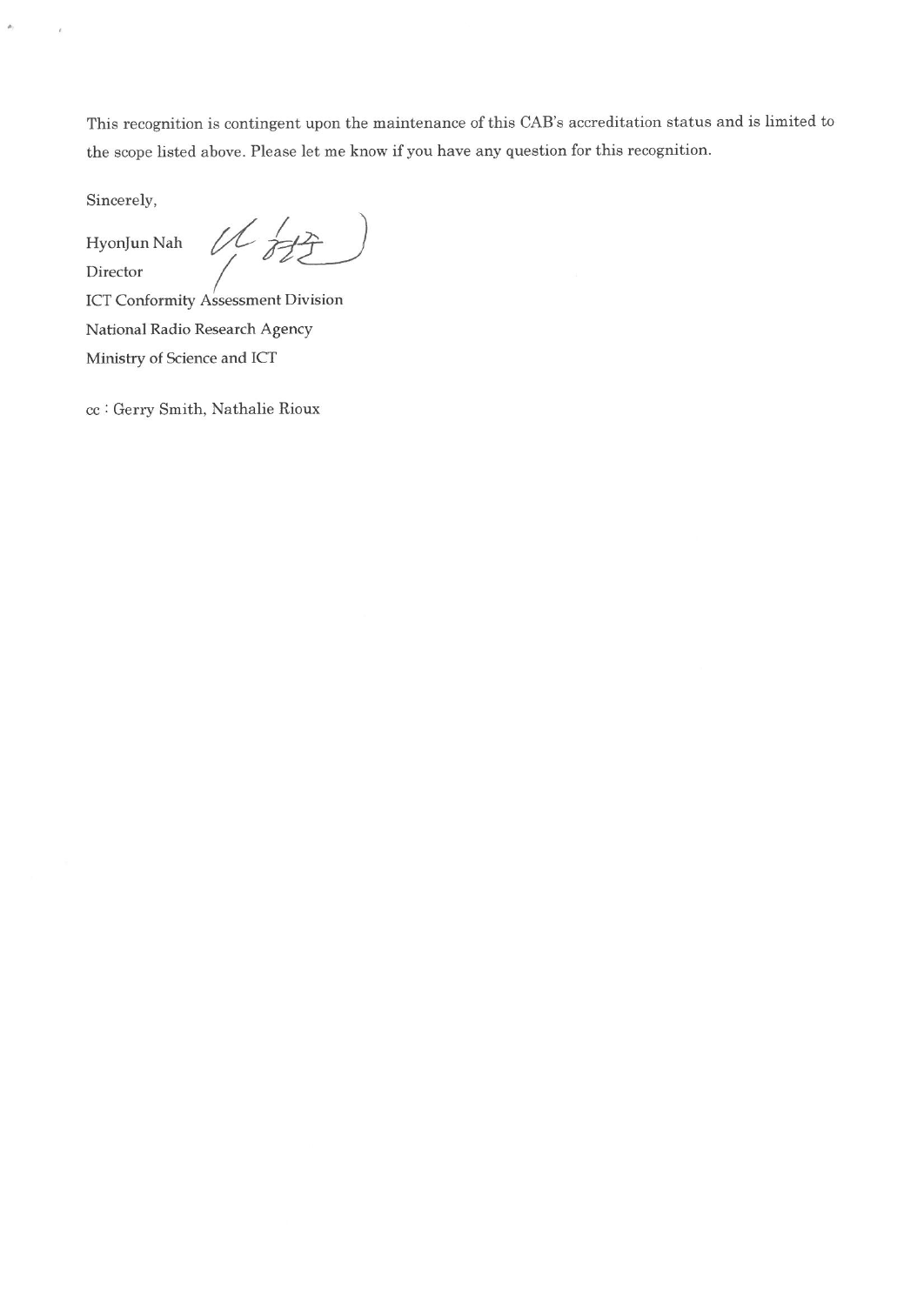This recognition is contingent upon the maintenance of this CAB's accreditation status and is limited to the scope listed above. Please let me know if you have any question for this recognition.

Sincerely,

HyonJun Nah

Director

ICT Conformity Assessment Division

National Radio Research Agency

Ministry of Science and ICT

cc : Gerry Smith, Nathalie Rioux